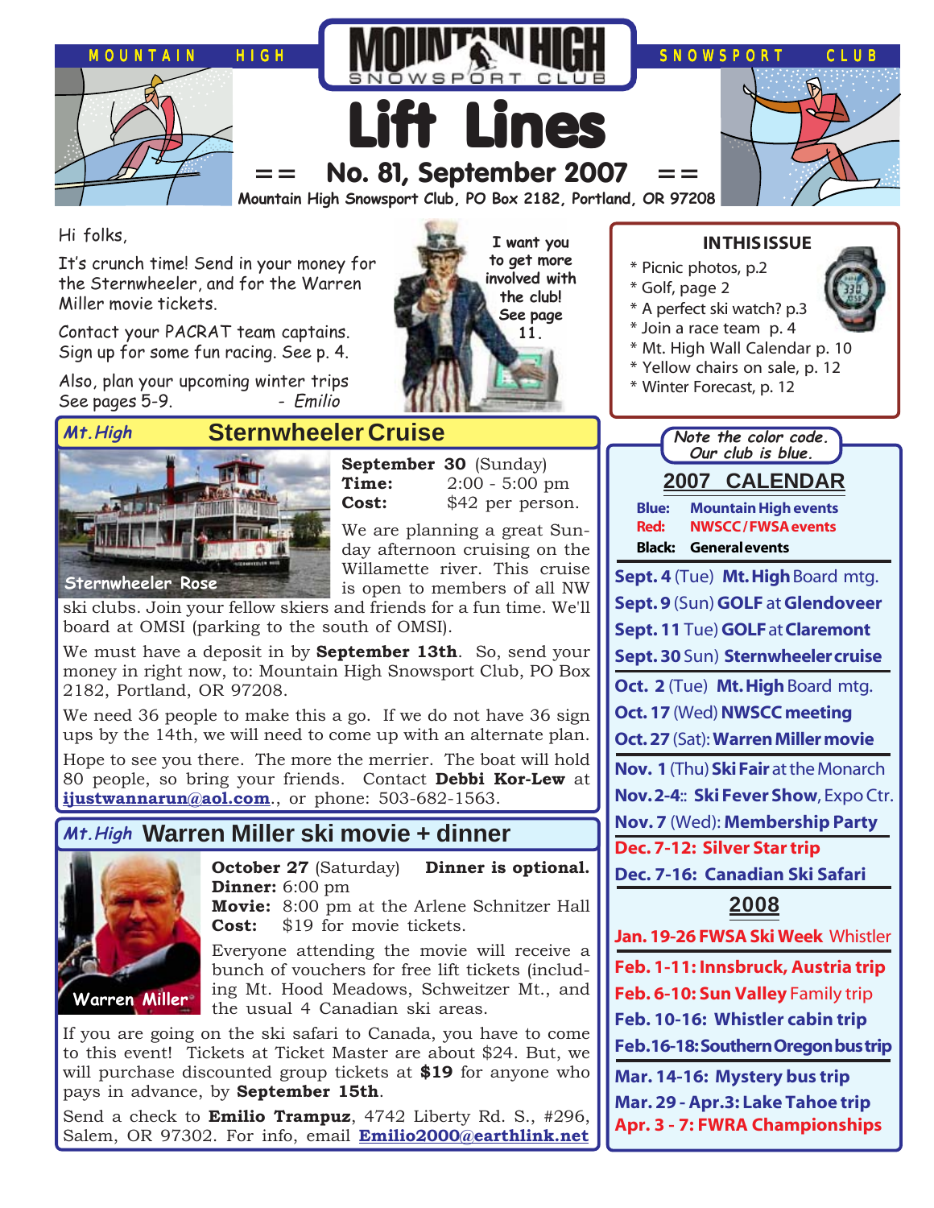MOUNTAIN HIGH SNOWSPORT CLUB

# Lift Lines

## == No. 81, September 2007 ==

Mountain High Snowsport Club, PO Box 2182, Portland, OR 97208

Hi folks,

It's crunch time! Send in your money for the Sternwheeler, and for the Warren Miller movie tickets.

Contact your PACRAT team captains. Sign up for some fun racing. See p. 4.

Also, plan your upcoming winter trips See pages 5-9. - *Emilio*

I want you to get more involved with the club! See page 11.

### IN THIS ISSUE

* Picnic photos, p.2
* Golf, page 2
* A perfect ski watch? p.3
* Join a race team p. 4
* Mt. High Wall Calendar p. 10
* Yellow chairs on sale, p. 12
* Winter Forecast, p. 12

## *Mt. High* Sternwheeler Cruise

Sternwheeler Rose

**September 30** (Sunday)
**Time:** 2:00 - 5:00 pm
**Cost:** $42 per person.

We are planning a great Sunday afternoon cruising on the Willamette river. This cruise is open to members of all NW ski clubs. Join your fellow skiers and friends for a fun time. We'll board at OMSI (parking to the south of OMSI).

We must have a deposit in by **September 13th**. So, send your money in right now, to: Mountain High Snowsport Club, PO Box 2182, Portland, OR 97208.

We need 36 people to make this a go. If we do not have 36 sign ups by the 14th, we will need to come up with an alternate plan.

Hope to see you there. The more the merrier. The boat will hold 80 people, so bring your friends. Contact **Debbi Kor-Lew** at **ijustwannarun@aol.com**., or phone: 503-682-1563.

## *Mt. High* Warren Miller ski movie + dinner

Warren Miller

**October 27** (Saturday) **Dinner is optional.**
**Dinner:** 6:00 pm
**Movie:** 8:00 pm at the Arlene Schnitzer Hall
**Cost:** $19 for movie tickets.

Everyone attending the movie will receive a bunch of vouchers for free lift tickets (including Mt. Hood Meadows, Schweitzer Mt., and the usual 4 Canadian ski areas.

If you are going on the ski safari to Canada, you have to come to this event! Tickets at Ticket Master are about $24. But, we will purchase discounted group tickets at **$19** for anyone who pays in advance, by **September 15th**.

Send a check to **Emilio Trampuz**, 4742 Liberty Rd. S., #296, Salem, OR 97302. For info, email **Emilio2000@earthlink.net**

*Note the color code. Our club is blue.*

## 2007 CALENDAR

**Blue:** Mountain High events
**Red:** NWSCC / FWSA events
**Black:** General events

- **Sept. 4** (Tue) **Mt. High** Board mtg.
- **Sept. 9** (Sun) **GOLF** at **Glendoveer**
- **Sept. 11** Tue) **GOLF** at **Claremont**
- **Sept. 30** Sun) **Sternwheeler cruise**
- **Oct. 2** (Tue) **Mt. High** Board mtg.
- **Oct. 17** (Wed) **NWSCC meeting**
- **Oct. 27** (Sat): **Warren Miller movie**
- **Nov. 1** (Thu) **Ski Fair** at the Monarch
- **Nov. 2-4**:: **Ski Fever Show**, Expo Ctr.
- **Nov. 7** (Wed): **Membership Party**
- **Dec. 7-12: Silver Star trip**
- **Dec. 7-16: Canadian Ski Safari**

## 2008

- **Jan. 19-26 FWSA Ski Week** Whistler
- **Feb. 1-11: Innsbruck, Austria trip**
- **Feb. 6-10: Sun Valley** Family trip
- **Feb. 10-16: Whistler cabin trip**
- **Feb. 16-18: Southern Oregon bus trip**
- **Mar. 14-16: Mystery bus trip**
- **Mar. 29 - Apr. 3: Lake Tahoe trip**
- **Apr. 3 - 7: FWRA Championships**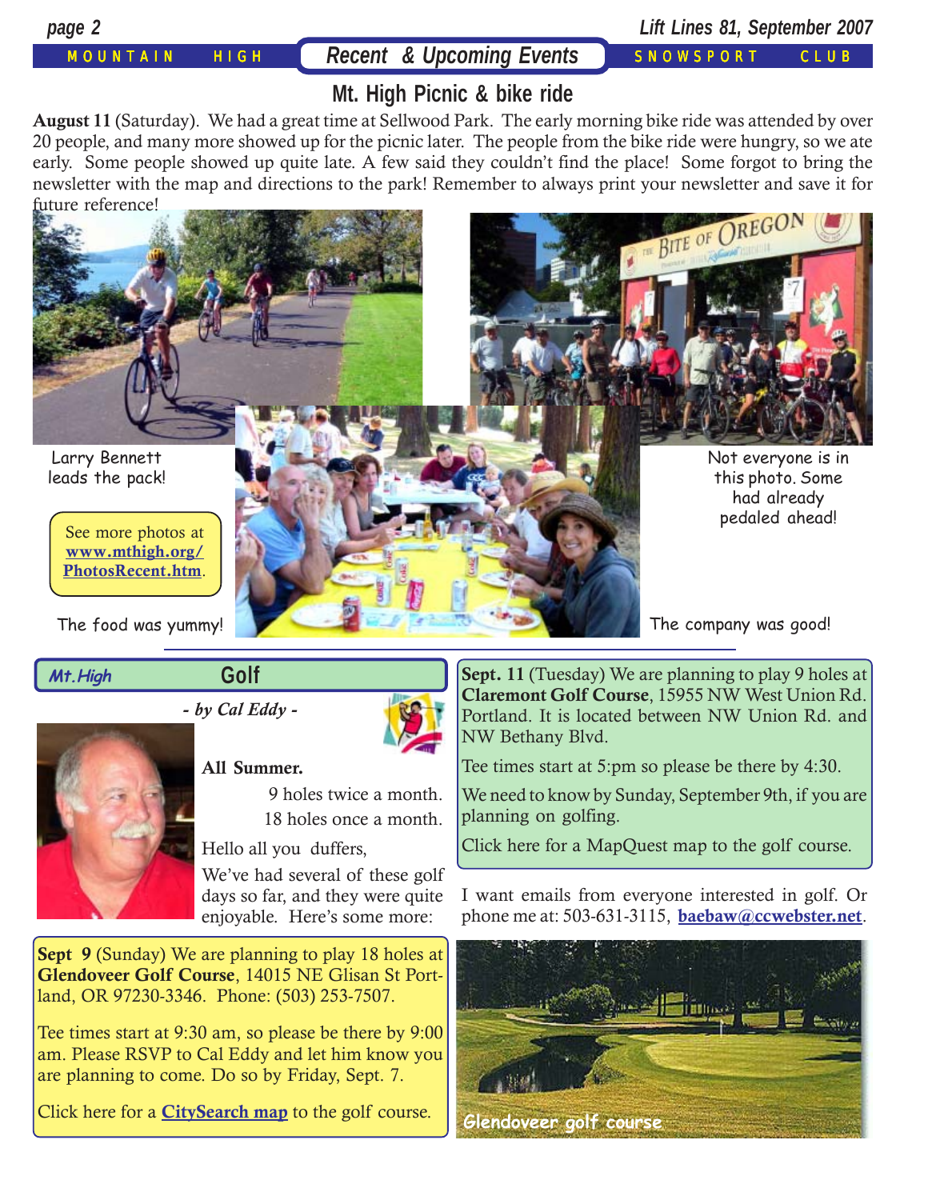## Recent & Upcoming Events

MOUNTAIN HIGH SNOWSPORT CLUB

### Mt. High Picnic & bike ride

**August 11** (Saturday). We had a great time at Sellwood Park. The early morning bike ride was attended by over 20 people, and many more showed up for the picnic later. The people from the bike ride were hungry, so we ate early. Some people showed up quite late. A few said they couldn't find the place! Some forgot to bring the newsletter with the map and directions to the park! Remember to always print your newsletter and save it for future reference!

Larry Bennett leads the pack!

Not everyone is in this photo. Some had already pedaled ahead!

See more photos at **www.mthigh.org/PhotosRecent.htm**.

The food was yummy!

The company was good!

### Mt.High Golf

*- by Cal Eddy -*

**All Summer.**

9 holes twice a month.
18 holes once a month.

Hello all you duffers,

We've had several of these golf days so far, and they were quite enjoyable. Here's some more:

**Sept 9** (Sunday) We are planning to play 18 holes at **Glendoveer Golf Course**, 14015 NE Glisan St Portland, OR 97230-3346. Phone: (503) 253-7507.

Tee times start at 9:30 am, so please be there by 9:00 am. Please RSVP to Cal Eddy and let him know you are planning to come. Do so by Friday, Sept. 7.

Click here for a **CitySearch map** to the golf course.

**Sept. 11** (Tuesday) We are planning to play 9 holes at **Claremont Golf Course**, 15955 NW West Union Rd. Portland. It is located between NW Union Rd. and NW Bethany Blvd.

Tee times start at 5:pm so please be there by 4:30.

We need to know by Sunday, September 9th, if you are planning on golfing.

Click here for a MapQuest map to the golf course.

I want emails from everyone interested in golf. Or phone me at: 503-631-3115, **baebaw@ccwebster.net**.

Glendoveer golf course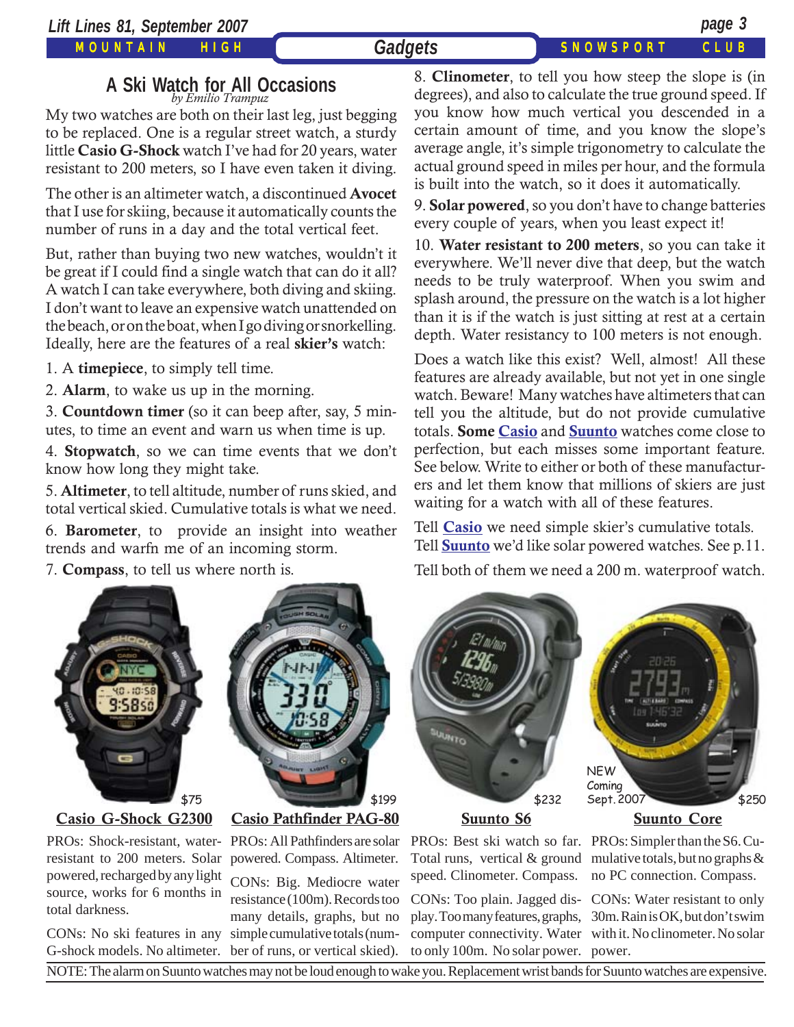# A Ski Watch for All Occasions

*by Emilio Trampuz*

My two watches are both on their last leg, just begging to be replaced. One is a regular street watch, a sturdy little **Casio G-Shock** watch I've had for 20 years, water resistant to 200 meters, so I have even taken it diving.

The other is an altimeter watch, a discontinued **Avocet** that I use for skiing, because it automatically counts the number of runs in a day and the total vertical feet.

But, rather than buying two new watches, wouldn't it be great if I could find a single watch that can do it all? A watch I can take everywhere, both diving and skiing. I don't want to leave an expensive watch unattended on the beach, or on the boat, when I go diving or snorkelling. Ideally, here are the features of a real **skier's** watch:

1. A **timepiece**, to simply tell time.
2. **Alarm**, to wake us up in the morning.
3. **Countdown timer** (so it can beep after, say, 5 minutes, to time an event and warn us when time is up.
4. **Stopwatch**, so we can time events that we don't know how long they might take.
5. **Altimeter**, to tell altitude, number of runs skied, and total vertical skied. Cumulative totals is what we need.
6. **Barometer**, to provide an insight into weather trends and warfn me of an incoming storm.
7. **Compass**, to tell us where north is.
8. **Clinometer**, to tell you how steep the slope is (in degrees), and also to calculate the true ground speed. If you know how much vertical you descended in a certain amount of time, and you know the slope's average angle, it's simple trigonometry to calculate the actual ground speed in miles per hour, and the formula is built into the watch, so it does it automatically.
9. **Solar powered**, so you don't have to change batteries every couple of years, when you least expect it!
10. **Water resistant to 200 meters**, so you can take it everywhere. We'll never dive that deep, but the watch needs to be truly waterproof. When you swim and splash around, the pressure on the watch is a lot higher than it is if the watch is just sitting at rest at a certain depth. Water resistancy to 100 meters is not enough.

Does a watch like this exist? Well, almost! All these features are already available, but not yet in one single watch. Beware! Many watches have altimeters that can tell you the altitude, but do not provide cumulative totals. **Some Casio** and **Suunto** watches come close to perfection, but each misses some important feature. See below. Write to either or both of these manufacturers and let them know that millions of skiers are just waiting for a watch with all of these features.

Tell **Casio** we need simple skier's cumulative totals.
Tell **Suunto** we'd like solar powered watches. See p.11.

Tell both of them we need a 200 m. waterproof watch.

## Casio G-Shock G2300 — $75

PROs: Shock-resistant, water-resistant to 200 meters. Solar powered, recharged by any light source, works for 6 months in total darkness.

CONs: No ski features in any G-shock models. No altimeter.

## Casio Pathfinder PAG-80 — $199

PROs: All Pathfinders are solar powered. Compass. Altimeter.

CONs: Big. Mediocre water resistance (100m). Records too many details, graphs, but no simple cumulative totals (number of runs, or vertical skied).

## Suunto S6 — $232

PROs: Best ski watch so far. Total runs, vertical & ground speed. Clinometer. Compass.

CONs: Too plain. Jagged display. Too many features, graphs, computer connectivity. Water to only 100m. No solar power.

## Suunto Core — $250

NEW Coming Sept. 2007

PROs: Simpler than the S6. Cumulative totals, but no graphs & no PC connection. Compass.

CONs: Water resistant to only 30m. Rain is OK, but don't swim with it. No clinometer. No solar power.

NOTE: The alarm on Suunto watches may not be loud enough to wake you. Replacement wrist bands for Suunto watches are expensive.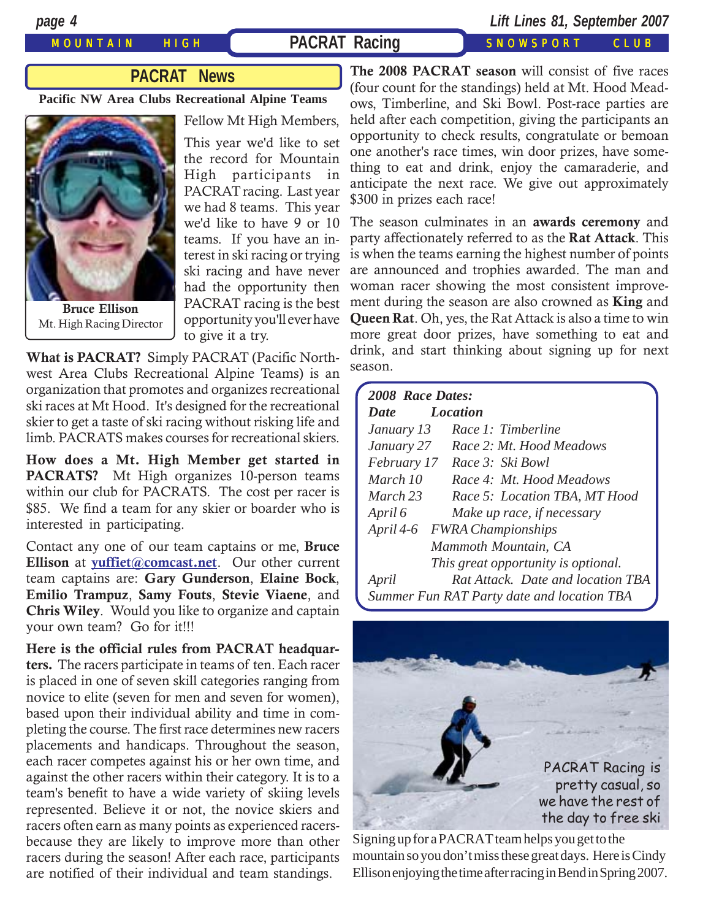## PACRAT Racing

### PACRAT News

**Pacific NW Area Clubs Recreational Alpine Teams**

**Bruce Ellison**
Mt. High Racing Director

Fellow Mt High Members,

This year we'd like to set the record for Mountain High participants in PACRAT racing. Last year we had 8 teams. This year we'd like to have 9 or 10 teams. If you have an interest in ski racing or trying ski racing and have never had the opportunity then PACRAT racing is the best opportunity you'll ever have to give it a try.

**What is PACRAT?** Simply PACRAT (Pacific Northwest Area Clubs Recreational Alpine Teams) is an organization that promotes and organizes recreational ski races at Mt Hood. It's designed for the recreational skier to get a taste of ski racing without risking life and limb. PACRATS makes courses for recreational skiers.

**How does a Mt. High Member get started in PACRATS?** Mt High organizes 10-person teams within our club for PACRATS. The cost per racer is $85. We find a team for any skier or boarder who is interested in participating.

Contact any one of our team captains or me, **Bruce Ellison** at **yuffiet@comcast.net**. Our other current team captains are: **Gary Gunderson**, **Elaine Bock**, **Emilio Trampuz**, **Samy Fouts**, **Stevie Viaene**, and **Chris Wiley**. Would you like to organize and captain your own team? Go for it!!!

**Here is the official rules from PACRAT headquarters.** The racers participate in teams of ten. Each racer is placed in one of seven skill categories ranging from novice to elite (seven for men and seven for women), based upon their individual ability and time in completing the course. The first race determines new racers placements and handicaps. Throughout the season, each racer competes against his or her own time, and against the other racers within their category. It is to a team's benefit to have a wide variety of skiing levels represented. Believe it or not, the novice skiers and racers often earn as many points as experienced racers-because they are likely to improve more than other racers during the season! After each race, participants are notified of their individual and team standings.

**The 2008 PACRAT season** will consist of five races (four count for the standings) held at Mt. Hood Meadows, Timberline, and Ski Bowl. Post-race parties are held after each competition, giving the participants an opportunity to check results, congratulate or bemoan one another's race times, win door prizes, have something to eat and drink, enjoy the camaraderie, and anticipate the next race. We give out approximately $300 in prizes each race!

The season culminates in an **awards ceremony** and party affectionately referred to as the **Rat Attack**. This is when the teams earning the highest number of points are announced and trophies awarded. The man and woman racer showing the most consistent improvement during the season are also crowned as **King** and **Queen Rat**. Oh, yes, the Rat Attack is also a time to win more great door prizes, have something to eat and drink, and start thinking about signing up for next season.

*2008 Race Dates:*

| *Date* | *Location* |
|---|---|
| *January 13* | *Race 1: Timberline* |
| *January 27* | *Race 2: Mt. Hood Meadows* |
| *February 17* | *Race 3: Ski Bowl* |
| *March 10* | *Race 4: Mt. Hood Meadows* |
| *March 23* | *Race 5: Location TBA, MT Hood* |
| *April 6* | *Make up race, if necessary* |
| *April 4-6* | *FWRA Championships Mammoth Mountain, CA This great opportunity is optional.* |
| *April* | *Rat Attack. Date and location TBA* |

*Summer Fun RAT Party date and location TBA*

PACRAT Racing is pretty casual, so we have the rest of the day to free ski

Signing up for a PACRAT team helps you get to the mountain so you don't miss these great days. Here is Cindy Ellison enjoying the time after racing in Bend in Spring 2007.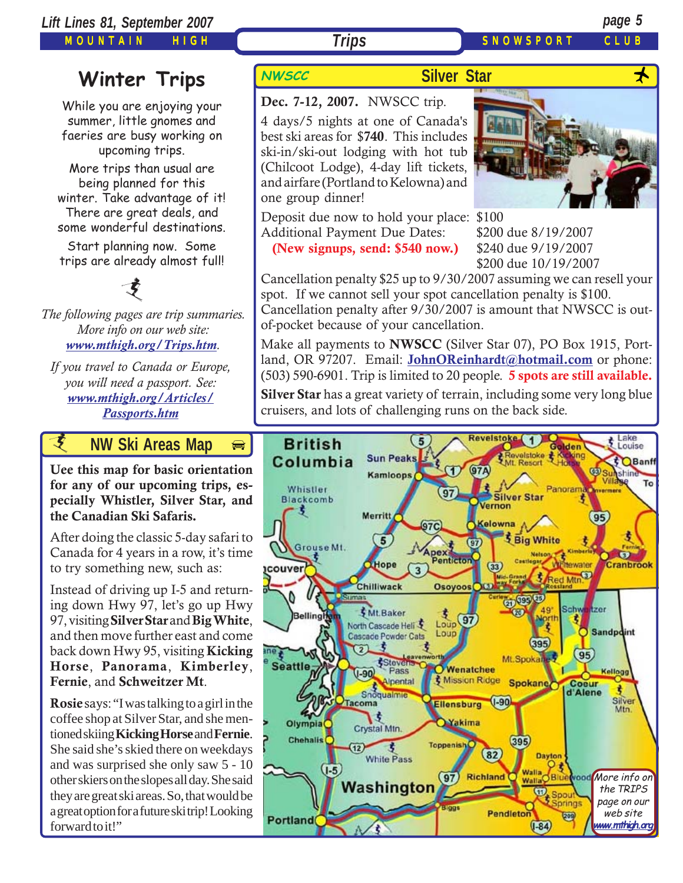# Winter Trips

While you are enjoying your summer, little gnomes and faeries are busy working on upcoming trips.

More trips than usual are being planned for this winter. Take advantage of it! There are great deals, and some wonderful destinations.

Start planning now. Some trips are already almost full!

*The following pages are trip summaries. More info on our web site:* ***www.mthigh.org/Trips.htm****.*

*If you travel to Canada or Europe, you will need a passport. See:* ***www.mthigh.org/Articles/Passports.htm***

## NWSCC — Silver Star

**Dec. 7-12, 2007.** NWSCC trip.

4 days/5 nights at one of Canada's best ski areas for **$740**. This includes ski-in/ski-out lodging with hot tub (Chilcoot Lodge), 4-day lift tickets, and airfare (Portland to Kelowna) and one group dinner!

Deposit due now to hold your place: $100

Additional Payment Due Dates:
- $200 due 8/19/2007
- $240 due 9/19/2007
- $200 due 10/19/2007

**(New signups, send: $540 now.)**

Cancellation penalty $25 up to 9/30/2007 assuming we can resell your spot. If we cannot sell your spot cancellation penalty is $100. Cancellation penalty after 9/30/2007 is amount that NWSCC is out-of-pocket because of your cancellation.

Make all payments to **NWSCC** (Silver Star 07), PO Box 1915, Portland, OR 97207. Email: **JohnOReinhardt@hotmail.com** or phone: (503) 590-6901. Trip is limited to 20 people. **5 spots are still available.**

**Silver Star** has a great variety of terrain, including some very long blue cruisers, and lots of challenging runs on the back side.

## NW Ski Areas Map

**Uee this map for basic orientation for any of our upcoming trips, especially Whistler, Silver Star, and the Canadian Ski Safaris.**

After doing the classic 5-day safari to Canada for 4 years in a row, it's time to try something new, such as:

Instead of driving up I-5 and returning down Hwy 97, let's go up Hwy 97, visiting **Silver Star** and **Big White**, and then move further east and come back down Hwy 95, visiting **Kicking Horse**, **Panorama**, **Kimberley**, **Fernie**, and **Schweitzer Mt**.

**Rosie** says: "I was talking to a girl in the coffee shop at Silver Star, and she mentioned skiing **Kicking Horse** and **Fernie**. She said she's skied there on weekdays and was surprised she only saw 5 - 10 other skiers on the slopes all day. She said they are great ski areas. So, that would be a great option for a future ski trip! Looking forward to it!"

*More info on the TRIPS page on our web site* ***www.mthigh.org***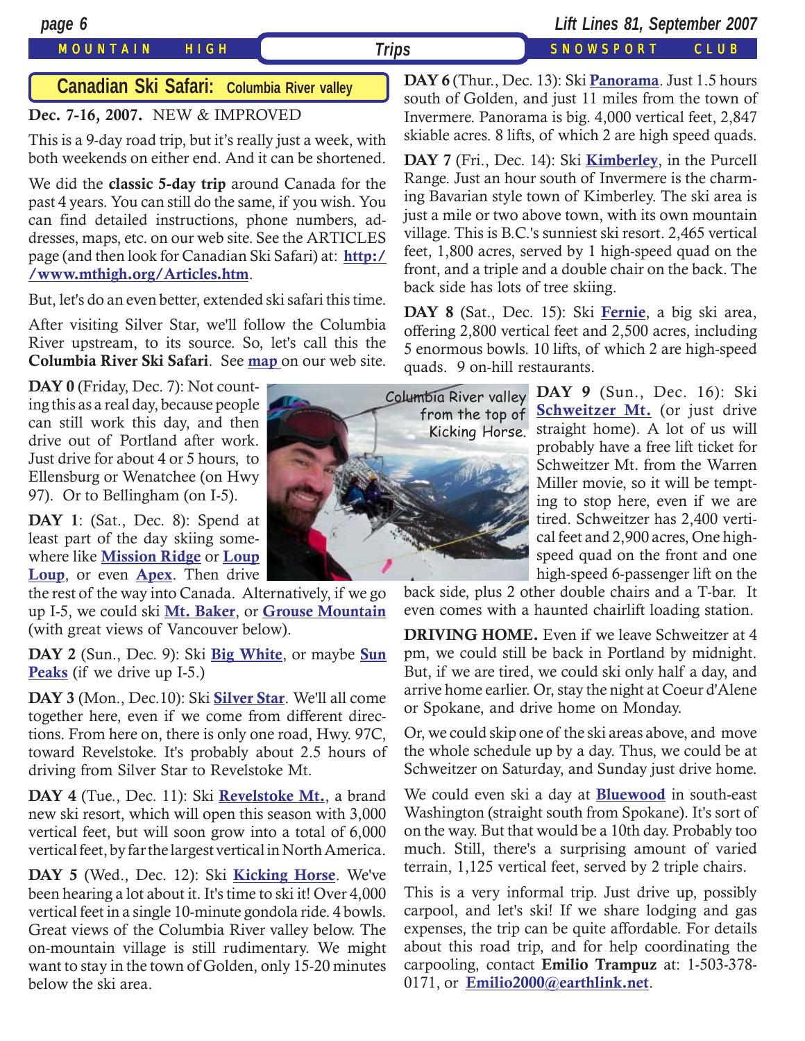## Canadian Ski Safari: Columbia River valley

**Dec. 7-16, 2007.** NEW & IMPROVED

This is a 9-day road trip, but it's really just a week, with both weekends on either end. And it can be shortened.

We did the **classic 5-day trip** around Canada for the past 4 years. You can still do the same, if you wish. You can find detailed instructions, phone numbers, addresses, maps, etc. on our web site. See the ARTICLES page (and then look for Canadian Ski Safari) at: **http://www.mthigh.org/Articles.htm**.

But, let's do an even better, extended ski safari this time.

After visiting Silver Star, we'll follow the Columbia River upstream, to its source. So, let's call this the **Columbia River Ski Safari**. See **map** on our web site.

**DAY 0** (Friday, Dec. 7): Not counting this as a real day, because people can still work this day, and then drive out of Portland after work. Just drive for about 4 or 5 hours, to Ellensburg or Wenatchee (on Hwy 97). Or to Bellingham (on I-5).

**DAY 1**: (Sat., Dec. 8): Spend at least part of the day skiing somewhere like **Mission Ridge** or **Loup Loup**, or even **Apex**. Then drive the rest of the way into Canada. Alternatively, if we go up I-5, we could ski **Mt. Baker**, or **Grouse Mountain** (with great views of Vancouver below).

Columbia River valley from the top of Kicking Horse.

**DAY 2** (Sun., Dec. 9): Ski **Big White**, or maybe **Sun Peaks** (if we drive up I-5.)

**DAY 3** (Mon., Dec.10): Ski **Silver Star**. We'll all come together here, even if we come from different directions. From here on, there is only one road, Hwy. 97C, toward Revelstoke. It's probably about 2.5 hours of driving from Silver Star to Revelstoke Mt.

**DAY 4** (Tue., Dec. 11): Ski **Revelstoke Mt.**, a brand new ski resort, which will open this season with 3,000 vertical feet, but will soon grow into a total of 6,000 vertical feet, by far the largest vertical in North America.

**DAY 5** (Wed., Dec. 12): Ski **Kicking Horse**. We've been hearing a lot about it. It's time to ski it! Over 4,000 vertical feet in a single 10-minute gondola ride. 4 bowls. Great views of the Columbia River valley below. The on-mountain village is still rudimentary. We might want to stay in the town of Golden, only 15-20 minutes below the ski area.

**DAY 6** (Thur., Dec. 13): Ski **Panorama**. Just 1.5 hours south of Golden, and just 11 miles from the town of Invermere. Panorama is big. 4,000 vertical feet, 2,847 skiable acres. 8 lifts, of which 2 are high speed quads.

**DAY 7** (Fri., Dec. 14): Ski **Kimberley**, in the Purcell Range. Just an hour south of Invermere is the charming Bavarian style town of Kimberley. The ski area is just a mile or two above town, with its own mountain village. This is B.C.'s sunniest ski resort. 2,465 vertical feet, 1,800 acres, served by 1 high-speed quad on the front, and a triple and a double chair on the back. The back side has lots of tree skiing.

**DAY 8** (Sat., Dec. 15): Ski **Fernie**, a big ski area, offering 2,800 vertical feet and 2,500 acres, including 5 enormous bowls. 10 lifts, of which 2 are high-speed quads. 9 on-hill restaurants.

**DAY 9** (Sun., Dec. 16): Ski **Schweitzer Mt.** (or just drive straight home). A lot of us will probably have a free lift ticket for Schweitzer Mt. from the Warren Miller movie, so it will be tempting to stop here, even if we are tired. Schweitzer has 2,400 vertical feet and 2,900 acres, One high-speed quad on the front and one high-speed 6-passenger lift on the back side, plus 2 other double chairs and a T-bar. It even comes with a haunted chairlift loading station.

**DRIVING HOME.** Even if we leave Schweitzer at 4 pm, we could still be back in Portland by midnight. But, if we are tired, we could ski only half a day, and arrive home earlier. Or, stay the night at Coeur d'Alene or Spokane, and drive home on Monday.

Or, we could skip one of the ski areas above, and move the whole schedule up by a day. Thus, we could be at Schweitzer on Saturday, and Sunday just drive home.

We could even ski a day at **Bluewood** in south-east Washington (straight south from Spokane). It's sort of on the way. But that would be a 10th day. Probably too much. Still, there's a surprising amount of varied terrain, 1,125 vertical feet, served by 2 triple chairs.

This is a very informal trip. Just drive up, possibly carpool, and let's ski! If we share lodging and gas expenses, the trip can be quite affordable. For details about this road trip, and for help coordinating the carpooling, contact **Emilio Trampuz** at: 1-503-378-0171, or **Emilio2000@earthlink.net**.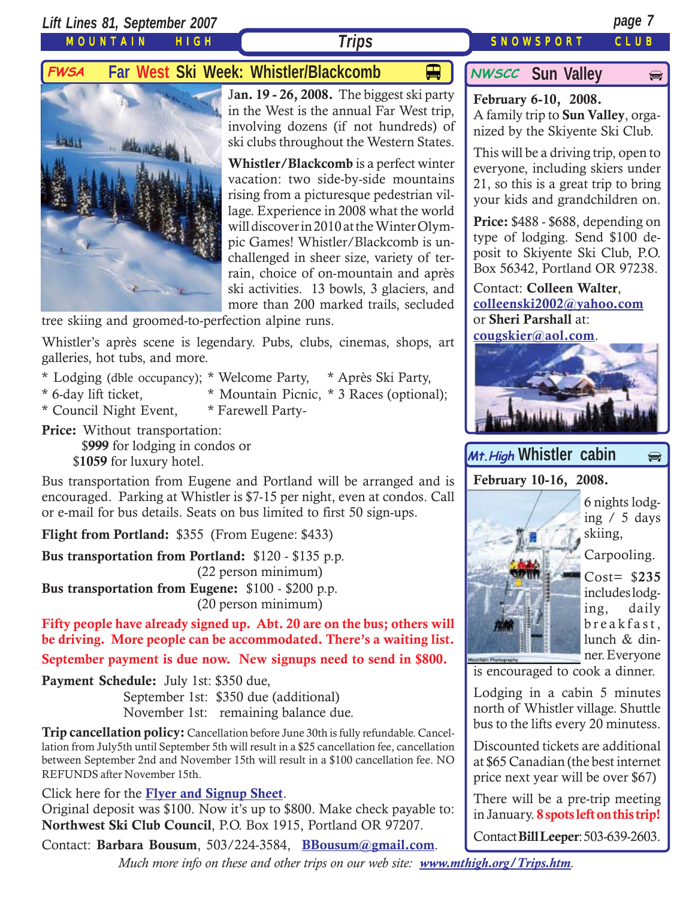## FWSA Far West Ski Week: Whistler/Blackcomb

**Jan. 19 - 26, 2008.** The biggest ski party in the West is the annual Far West trip, involving dozens (if not hundreds) of ski clubs throughout the Western States.

**Whistler/Blackcomb** is a perfect winter vacation: two side-by-side mountains rising from a picturesque pedestrian village. Experience in 2008 what the world will discover in 2010 at the Winter Olympic Games! Whistler/Blackcomb is unchallenged in sheer size, variety of terrain, choice of on-mountain and après ski activities. 13 bowls, 3 glaciers, and more than 200 marked trails, secluded tree skiing and groomed-to-perfection alpine runs.

Whistler's après scene is legendary. Pubs, clubs, cinemas, shops, art galleries, hot tubs, and more.

- Lodging (dble occupancy);
- 6-day lift ticket,
- Council Night Event,
- Welcome Party,
- Mountain Picnic,
- Farewell Party-
- Après Ski Party,
- 3 Races (optional);

**Price:** Without transportation:
$**999** for lodging in condos or
$**1059** for luxury hotel.

Bus transportation from Eugene and Portland will be arranged and is encouraged. Parking at Whistler is $7-15 per night, even at condos. Call or e-mail for bus details. Seats on bus limited to first 50 sign-ups.

**Flight from Portland:** $355 (From Eugene: $433)

**Bus transportation from Portland:** $120 - $135 p.p. (22 person minimum)
**Bus transportation from Eugene:** $100 - $200 p.p. (20 person minimum)

**Fifty people have already signed up. Abt. 20 are on the bus; others will be driving. More people can be accommodated. There's a waiting list.**

**September payment is due now. New signups need to send in $800.**

**Payment Schedule:** July 1st: $350 due,
September 1st: $350 due (additional)
November 1st: remaining balance due.

**Trip cancellation policy:** Cancellation before June 30th is fully refundable. Cancellation from July5th until September 5th will result in a $25 cancellation fee, cancellation between September 2nd and November 15th will result in a $100 cancellation fee. NO REFUNDS after November 15th.

Click here for the **Flyer and Signup Sheet**.
Original deposit was $100. Now it's up to $800. Make check payable to: **Northwest Ski Club Council**, P.O. Box 1915, Portland OR 97207.

Contact: **Barbara Bousum**, 503/224-3584, **BBousum@gmail.com**.

## NWSCC Sun Valley

**February 6-10, 2008.**
A family trip to **Sun Valley**, organized by the Skiyente Ski Club.

This will be a driving trip, open to everyone, including skiers under 21, so this is a great trip to bring your kids and grandchildren on.

**Price:** $488 - $688, depending on type of lodging. Send $100 deposit to Skiyente Ski Club, P.O. Box 56342, Portland OR 97238.

Contact: **Colleen Walter**, **colleenski2002@yahoo.com** or **Sheri Parshall** at: **cougskier@aol.com**.

## Mt.High Whistler cabin

**February 10-16, 2008.**

6 nights lodging / 5 days skiing,

Carpooling.

Cost= $**235** includes lodging, daily breakfast, lunch & dinner. Everyone is encouraged to cook a dinner.

Lodging in a cabin 5 minutes north of Whistler village. Shuttle bus to the lifts every 20 minutess.

Discounted tickets are additional at $65 Canadian (the best internet price next year will be over $67)

There will be a pre-trip meeting in January. **8 spots left on this trip!**

Contact **Bill Leeper**: 503-639-2603.

*Much more info on these and other trips on our web site:* ***www.mthigh.org/Trips.htm***.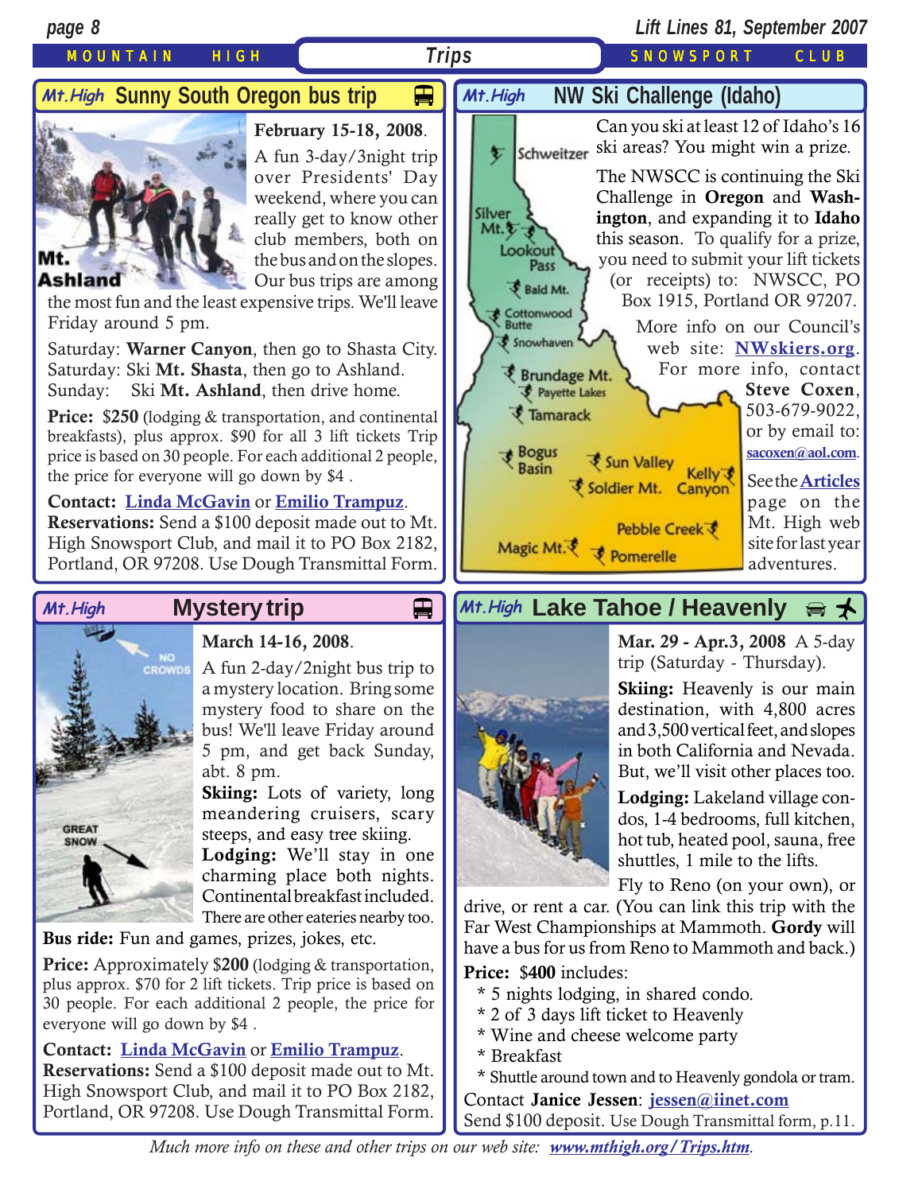## Mt.High Sunny South Oregon bus trip

**February 15-18, 2008.** A fun 3-day/3night trip over Presidents' Day weekend, where you can really get to know other club members, both on the bus and on the slopes. Our bus trips are among the most fun and the least expensive trips. We'll leave Friday around 5 pm.

Saturday: **Warner Canyon**, then go to Shasta City.
Saturday: Ski **Mt. Shasta**, then go to Ashland.
Sunday: Ski **Mt. Ashland**, then drive home.

**Price: $250** (lodging & transportation, and continental breakfasts), plus approx. $90 for all 3 lift tickets Trip price is based on 30 people. For each additional 2 people, the price for everyone will go down by $4 .

**Contact:** Linda McGavin or Emilio Trampuz.
**Reservations:** Send a $100 deposit made out to Mt. High Snowsport Club, and mail it to PO Box 2182, Portland, OR 97208. Use Dough Transmittal Form.

## Mt.High NW Ski Challenge (Idaho)

Can you ski at least 12 of Idaho's 16 ski areas? You might win a prize.

The NWSCC is continuing the Ski Challenge in **Oregon** and **Washington**, and expanding it to **Idaho** this season. To qualify for a prize, you need to submit your lift tickets (or receipts) to: NWSCC, PO Box 1915, Portland OR 97207.

More info on our Council's web site: NWskiers.org. For more info, contact **Steve Coxen**, 503-679-9022, or by email to: sacoxen@aol.com.

See the Articles page on the Mt. High web site for last year adventures.

## Mt.High Mystery trip

**March 14-16, 2008.** A fun 2-day/2night bus trip to a mystery location. Bring some mystery food to share on the bus! We'll leave Friday around 5 pm, and get back Sunday, abt. 8 pm.

**Skiing:** Lots of variety, long meandering cruisers, scary steeps, and easy tree skiing.

**Lodging:** We'll stay in one charming place both nights. Continental breakfast included. There are other eateries nearby too.

**Bus ride:** Fun and games, prizes, jokes, etc.

**Price:** Approximately $**200** (lodging & transportation, plus approx. $70 for 2 lift tickets. Trip price is based on 30 people. For each additional 2 people, the price for everyone will go down by $4 .

**Contact:** Linda McGavin or Emilio Trampuz.
**Reservations:** Send a $100 deposit made out to Mt. High Snowsport Club, and mail it to PO Box 2182, Portland, OR 97208. Use Dough Transmittal Form.

## Mt.High Lake Tahoe / Heavenly

**Mar. 29 - Apr.3, 2008** A 5-day trip (Saturday - Thursday).

**Skiing:** Heavenly is our main destination, with 4,800 acres and 3,500 vertical feet, and slopes in both California and Nevada. But, we'll visit other places too.

**Lodging:** Lakeland village condos, 1-4 bedrooms, full kitchen, hot tub, heated pool, sauna, free shuttles, 1 mile to the lifts.

Fly to Reno (on your own), or drive, or rent a car. (You can link this trip with the Far West Championships at Mammoth. **Gordy** will have a bus for us from Reno to Mammoth and back.)

**Price: $400** includes:

* 5 nights lodging, in shared condo.
* 2 of 3 days lift ticket to Heavenly
* Wine and cheese welcome party
* Breakfast
* Shuttle around town and to Heavenly gondola or tram.

Contact **Janice Jessen**: jessen@iinet.com
Send $100 deposit. Use Dough Transmittal form, p.11.

*Much more info on these and other trips on our web site: www.mthigh.org/Trips.htm.*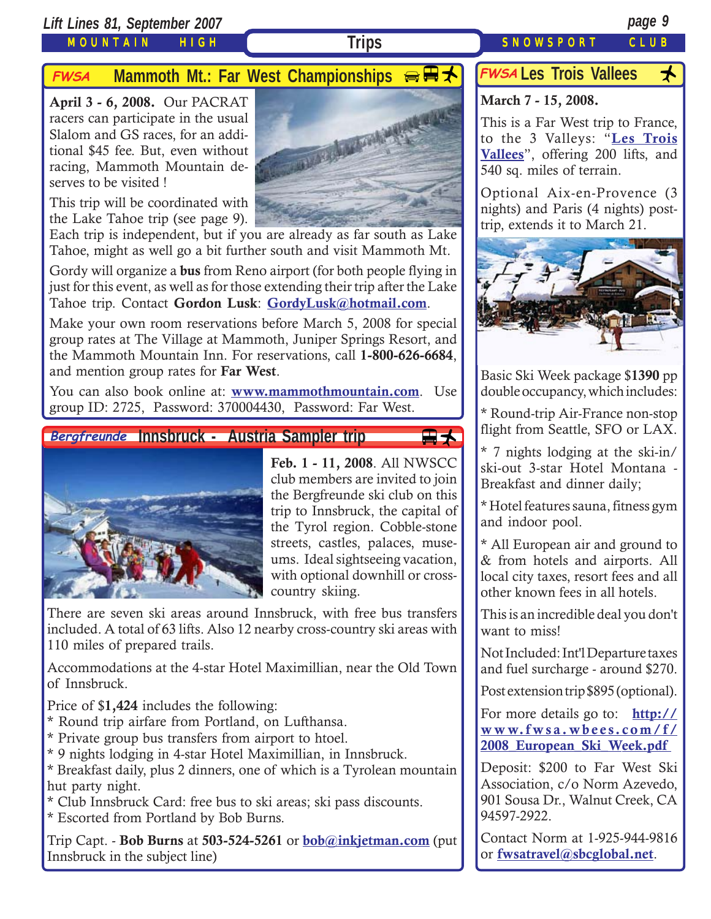# Trips

## FWSA Mammoth Mt.: Far West Championships

**April 3 - 6, 2008.** Our PACRAT racers can participate in the usual Slalom and GS races, for an additional $45 fee. But, even without racing, Mammoth Mountain deserves to be visited !

This trip will be coordinated with the Lake Tahoe trip (see page 9). Each trip is independent, but if you are already as far south as Lake Tahoe, might as well go a bit further south and visit Mammoth Mt.

Gordy will organize a **bus** from Reno airport (for both people flying in just for this event, as well as for those extending their trip after the Lake Tahoe trip. Contact **Gordon Lusk**: **GordyLusk@hotmail.com**.

Make your own room reservations before March 5, 2008 for special group rates at The Village at Mammoth, Juniper Springs Resort, and the Mammoth Mountain Inn. For reservations, call **1-800-626-6684**, and mention group rates for **Far West**.

You can also book online at: **www.mammothmountain.com**. Use group ID: 2725, Password: 370004430, Password: Far West.

## Bergfreunde Innsbruck - Austria Sampler trip

**Feb. 1 - 11, 2008**. All NWSCC club members are invited to join the Bergfreunde ski club on this trip to Innsbruck, the capital of the Tyrol region. Cobble-stone streets, castles, palaces, museums. Ideal sightseeing vacation, with optional downhill or cross-country skiing.

There are seven ski areas around Innsbruck, with free bus transfers included. A total of 63 lifts. Also 12 nearby cross-country ski areas with 110 miles of prepared trails.

Accommodations at the 4-star Hotel Maximillian, near the Old Town of Innsbruck.

Price of $**1,424** includes the following:
* Round trip airfare from Portland, on Lufthansa.
* Private group bus transfers from airport to htoel.
* 9 nights lodging in 4-star Hotel Maximillian, in Innsbruck.
* Breakfast daily, plus 2 dinners, one of which is a Tyrolean mountain hut party night.
* Club Innsbruck Card: free bus to ski areas; ski pass discounts.
* Escorted from Portland by Bob Burns.

Trip Capt. - **Bob Burns** at **503-524-5261** or **bob@inkjetman.com** (put Innsbruck in the subject line)

## FWSA Les Trois Vallees

**March 7 - 15, 2008.**

This is a Far West trip to France, to the 3 Valleys: "**Les Trois Vallees**", offering 200 lifts, and 540 sq. miles of terrain.

Optional Aix-en-Provence (3 nights) and Paris (4 nights) post-trip, extends it to March 21.

Basic Ski Week package $**1390** pp double occupancy, which includes:

* Round-trip Air-France non-stop flight from Seattle, SFO or LAX.

* 7 nights lodging at the ski-in/ski-out 3-star Hotel Montana - Breakfast and dinner daily;

* Hotel features sauna, fitness gym and indoor pool.

* All European air and ground to & from hotels and airports. All local city taxes, resort fees and all other known fees in all hotels.

This is an incredible deal you don't want to miss!

Not Included: Int'l Departure taxes and fuel surcharge - around $270.

Post extension trip $895 (optional).

For more details go to: **http://www.fwsa.wbees.com/f/2008_European_Ski_Week.pdf**

Deposit: $200 to Far West Ski Association, c/o Norm Azevedo, 901 Sousa Dr., Walnut Creek, CA 94597-2922.

Contact Norm at 1-925-944-9816 or **fwsatravel@sbcglobal.net**.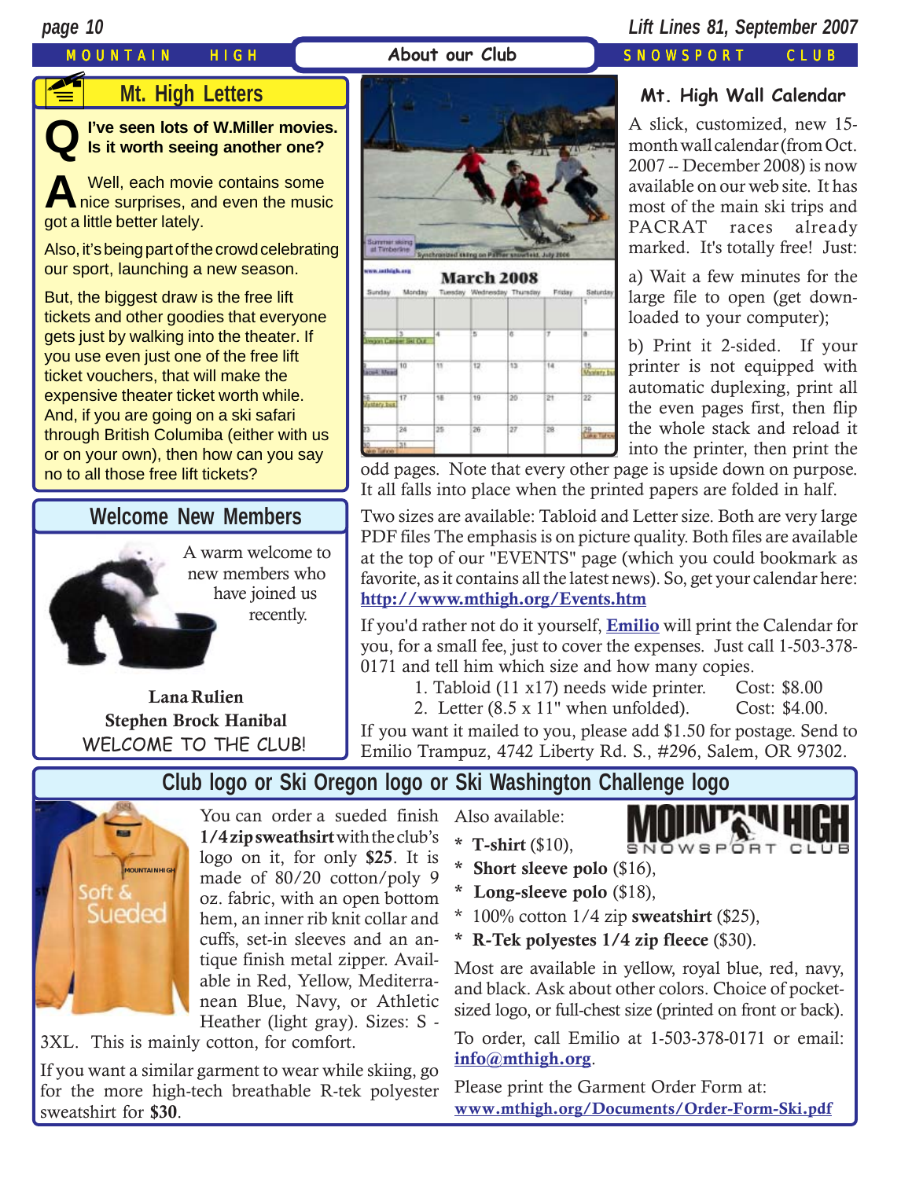## Mt. High Letters

**Q I've seen lots of W.Miller movies. Is it worth seeing another one?**

**A** Well, each movie contains some nice surprises, and even the music got a little better lately.

Also, it's being part of the crowd celebrating our sport, launching a new season.

But, the biggest draw is the free lift tickets and other goodies that everyone gets just by walking into the theater. If you use even just one of the free lift ticket vouchers, that will make the expensive theater ticket worth while. And, if you are going on a ski safari through British Columiba (either with us or on your own), then how can you say no to all those free lift tickets?

## Welcome New Members

A warm welcome to new members who have joined us recently.

**Lana Rulien**
**Stephen Brock Hanibal**
WELCOME TO THE CLUB!

## Mt. High Wall Calendar

A slick, customized, new 15-month wall calendar (from Oct. 2007 -- December 2008) is now available on our web site. It has most of the main ski trips and PACRAT races already marked. It's totally free! Just:

a) Wait a few minutes for the large file to open (get downloaded to your computer);

b) Print it 2-sided. If your printer is not equipped with automatic duplexing, print all the even pages first, then flip the whole stack and reload it into the printer, then print the odd pages. Note that every other page is upside down on purpose. It all falls into place when the printed papers are folded in half.

Two sizes are available: Tabloid and Letter size. Both are very large PDF files The emphasis is on picture quality. Both files are available at the top of our "EVENTS" page (which you could bookmark as favorite, as it contains all the latest news). So, get your calendar here: **http://www.mthigh.org/Events.htm**

If you'd rather not do it yourself, **Emilio** will print the Calendar for you, for a small fee, just to cover the expenses. Just call 1-503-378-0171 and tell him which size and how many copies.

1. Tabloid (11 x17) needs wide printer. Cost: $8.00
2. Letter (8.5 x 11" when unfolded). Cost: $4.00.

If you want it mailed to you, please add $1.50 for postage. Send to Emilio Trampuz, 4742 Liberty Rd. S., #296, Salem, OR 97302.

## Club logo or Ski Oregon logo or Ski Washington Challenge logo

You can order a sueded finish **1/4 zip sweathsirt** with the club's logo on it, for only **$25**. It is made of 80/20 cotton/poly 9 oz. fabric, with an open bottom hem, an inner rib knit collar and cuffs, set-in sleeves and an antique finish metal zipper. Available in Red, Yellow, Mediterranean Blue, Navy, or Athletic Heather (light gray). Sizes: S - 3XL. This is mainly cotton, for comfort.

If you want a similar garment to wear while skiing, go for the more high-tech breathable R-tek polyester sweatshirt for **$30**.

Also available:

* **T-shirt** ($10),
* **Short sleeve polo** ($16),
* **Long-sleeve polo** ($18),
* 100% cotton 1/4 zip **sweatshirt** ($25),
* **R-Tek polyestes 1/4 zip fleece** ($30).

Most are available in yellow, royal blue, red, navy, and black. Ask about other colors. Choice of pocket-sized logo, or full-chest size (printed on front or back).

To order, call Emilio at 1-503-378-0171 or email: **info@mthigh.org**.

Please print the Garment Order Form at: **www.mthigh.org/Documents/Order-Form-Ski.pdf**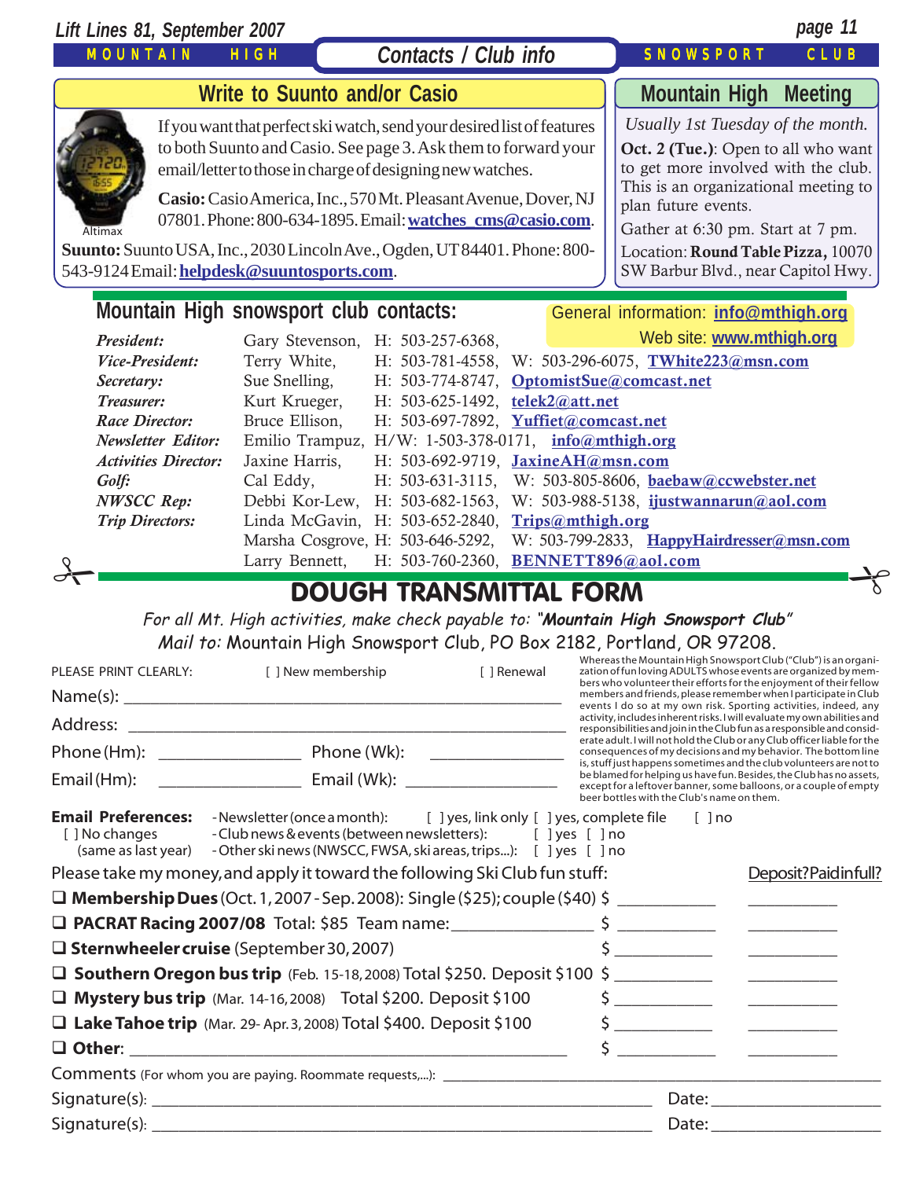## Contacts / Club info

### Write to Suunto and/or Casio

If you want that perfect ski watch, send your desired list of features to both Suunto and Casio. See page 3. Ask them to forward your email/letter to those in charge of designing new watches.

Altimax

**Casio:** Casio America, Inc., 570 Mt. Pleasant Avenue, Dover, NJ 07801. Phone: 800-634-1895. Email: **watches_cms@casio.com**.

**Suunto:** Suunto USA, Inc., 2030 Lincoln Ave., Ogden, UT 84401. Phone: 800-543-9124 Email: **helpdesk@suuntosports.com**.

### Mountain High Meeting

*Usually 1st Tuesday of the month.*

**Oct. 2 (Tue.)**: Open to all who want to get more involved with the club. This is an organizational meeting to plan future events.

Gather at 6:30 pm. Start at 7 pm.

Location: **Round Table Pizza,** 10070 SW Barbur Blvd., near Capitol Hwy.

### Mountain High snowsport club contacts:

General information: **info@mthigh.org**
Web site: **www.mthigh.org**

| | | | | |
|---|---|---|---|---|
| *President:* | Gary Stevenson, | H: 503-257-6368, | | |
| *Vice-President:* | Terry White, | H: 503-781-4558, | W: 503-296-6075, | **TWhite223@msn.com** |
| *Secretary:* | Sue Snelling, | H: 503-774-8747, | **OptomistSue@comcast.net** | |
| *Treasurer:* | Kurt Krueger, | H: 503-625-1492, | **telek2@att.net** | |
| *Race Director:* | Bruce Ellison, | H: 503-697-7892, | **Yuffiet@comcast.net** | |
| *Newsletter Editor:* | Emilio Trampuz, | H/W: 1-503-378-0171, | **info@mthigh.org** | |
| *Activities Director:* | Jaxine Harris, | H: 503-692-9719, | **JaxineAH@msn.com** | |
| *Golf:* | Cal Eddy, | H: 503-631-3115, | W: 503-805-8606, | **baebaw@ccwebster.net** |
| *NWSCC Rep:* | Debbi Kor-Lew, | H: 503-682-1563, | W: 503-988-5138, | **ijustwannarun@aol.com** |
| *Trip Directors:* | Linda McGavin, | H: 503-652-2840, | **Trips@mthigh.org** | |
| | Marsha Cosgrove, | H: 503-646-5292, | W: 503-799-2833, | **HappyHairdresser@msn.com** |
| | Larry Bennett, | H: 503-760-2360, | **BENNETT896@aol.com** | |

## DOUGH TRANSMITTAL FORM

*For all Mt. High activities, make check payable to: "**Mountain High Snowsport Club**"*
*Mail to:* Mountain High Snowsport Club, PO Box 2182, Portland, OR 97208.

PLEASE PRINT CLEARLY: [ ] New membership [ ] Renewal

Name(s): ______________________________

Address: ______________________________

Phone (Hm): ______________ Phone (Wk): ______________

Email (Hm): ______________ Email (Wk): ______________

Whereas the Mountain High Snowsport Club ("Club") is an organization of fun loving ADULTS whose events are organized by members who volunteer their efforts for the enjoyment of their fellow members and friends, please remember when I participate in Club events I do so at my own risk. Sporting activities, indeed, any activity, includes inherent risks. I will evaluate my own abilities and responsibilities and join in the Club fun as a responsible and considerate adult. I will not hold the Club or any Club officer liable for the consequences of my decisions and my behavior. The bottom line is, stuff just happens sometimes and the club volunteers are not to be blamed for helping us have fun. Besides, the Club has no assets, except for a leftover banner, some balloons, or a couple of empty beer bottles with the Club's name on them.

**Email Preferences:**
[ ] No changes (same as last year)
- Newsletter (once a month): [ ] yes, link only [ ] yes, complete file [ ] no
- Club news & events (between newsletters): [ ] yes [ ] no
- Other ski news (NWSCC, FWSA, ski areas, trips...): [ ] yes [ ] no

Please take my money, and apply it toward the following Ski Club fun stuff:

| | | Deposit? | Paid in full? |
|---|---|---|---|
| ❑ **Membership Dues** (Oct. 1, 2007 - Sep. 2008): Single ($25); couple ($40) | $ ________ | ________ | |
| ❑ **PACRAT Racing 2007/08** Total: $85 Team name: ________ | $ ________ | ________ | |
| ❑ **Sternwheeler cruise** (September 30, 2007) | $ ________ | ________ | |
| ❑ **Southern Oregon bus trip** (Feb. 15-18, 2008) Total $250. Deposit $100 | $ ________ | ________ | |
| ❑ **Mystery bus trip** (Mar. 14-16, 2008) Total $200. Deposit $100 | $ ________ | ________ | |
| ❑ **Lake Tahoe trip** (Mar. 29- Apr. 3, 2008) Total $400. Deposit $100 | $ ________ | ________ | |
| ❑ **Other**: ________________ | $ ________ | ________ | |

Comments (For whom you are paying. Roommate requests,...): ______________________________

Signature(s): ______________________________ Date: ____________

Signature(s): ______________________________ Date: ____________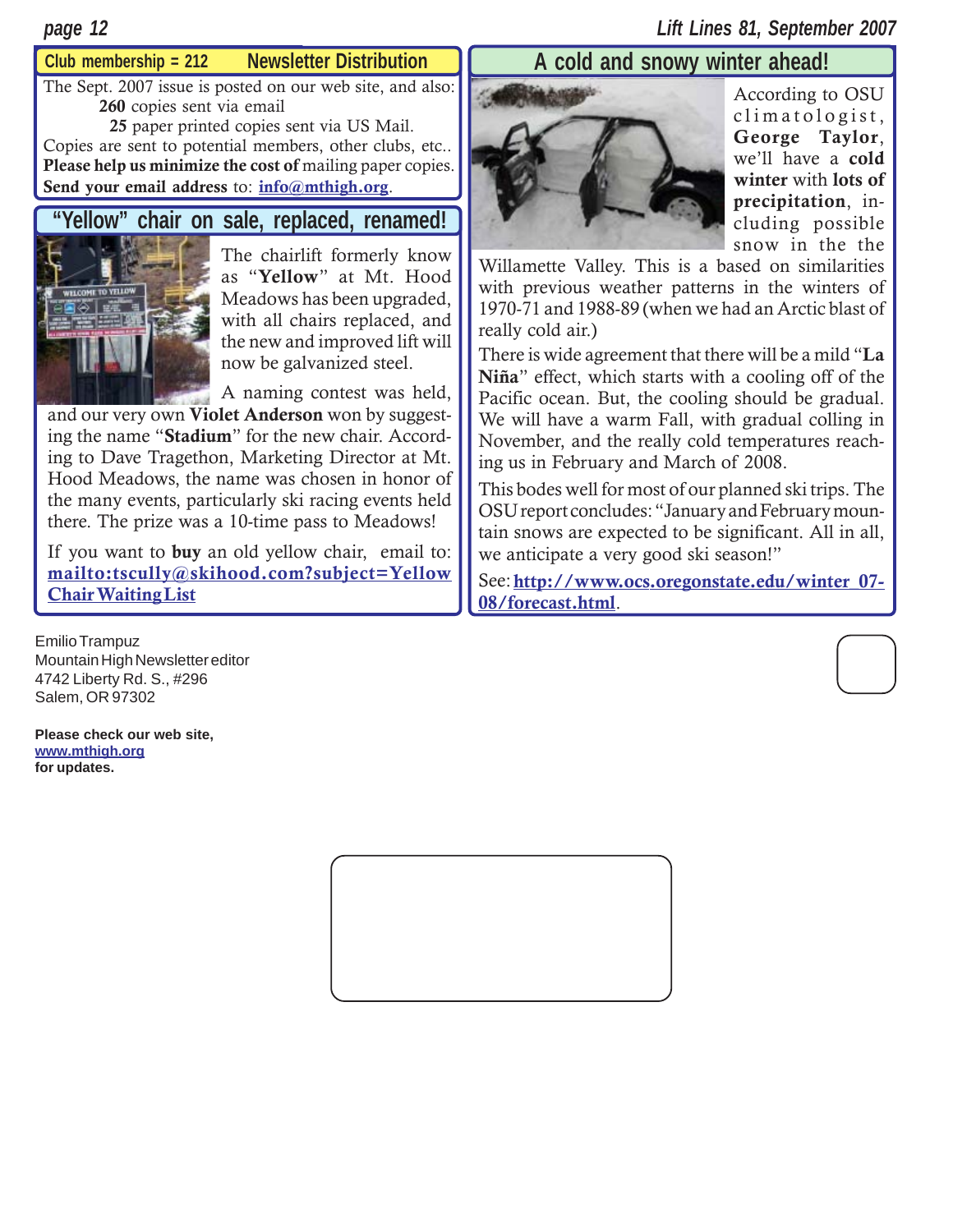## Club membership = 212 Newsletter Distribution

The Sept. 2007 issue is posted on our web site, and also:
**260** copies sent via email
**25** paper printed copies sent via US Mail.
Copies are sent to potential members, other clubs, etc..
**Please help us minimize the cost of** mailing paper copies.
**Send your email address** to: **info@mthigh.org**.

## "Yellow" chair on sale, replaced, renamed!

The chairlift formerly know as "**Yellow**" at Mt. Hood Meadows has been upgraded, with all chairs replaced, and the new and improved lift will now be galvanized steel.

A naming contest was held, and our very own **Violet Anderson** won by suggesting the name "**Stadium**" for the new chair. According to Dave Tragethon, Marketing Director at Mt. Hood Meadows, the name was chosen in honor of the many events, particularly ski racing events held there. The prize was a 10-time pass to Meadows!

If you want to **buy** an old yellow chair, email to: **mailto:tscully@skihood.com?subject=Yellow Chair Waiting List**

## A cold and snowy winter ahead!

According to OSU climatologist, **George Taylor**, we'll have a **cold winter** with **lots of precipitation**, including possible snow in the the Willamette Valley. This is a based on similarities with previous weather patterns in the winters of 1970-71 and 1988-89 (when we had an Arctic blast of really cold air.)

There is wide agreement that there will be a mild "**La Niña**" effect, which starts with a cooling off of the Pacific ocean. But, the cooling should be gradual. We will have a warm Fall, with gradual colling in November, and the really cold temperatures reaching us in February and March of 2008.

This bodes well for most of our planned ski trips. The OSU report concludes: "January and February mountain snows are expected to be significant. All in all, we anticipate a very good ski season!"

See: **http://www.ocs.oregonstate.edu/winter_07-08/forecast.html**.

Emilio Trampuz
Mountain High Newsletter editor
4742 Liberty Rd. S., #296
Salem, OR 97302

**Please check our web site,**
**www.mthigh.org**
**for updates.**